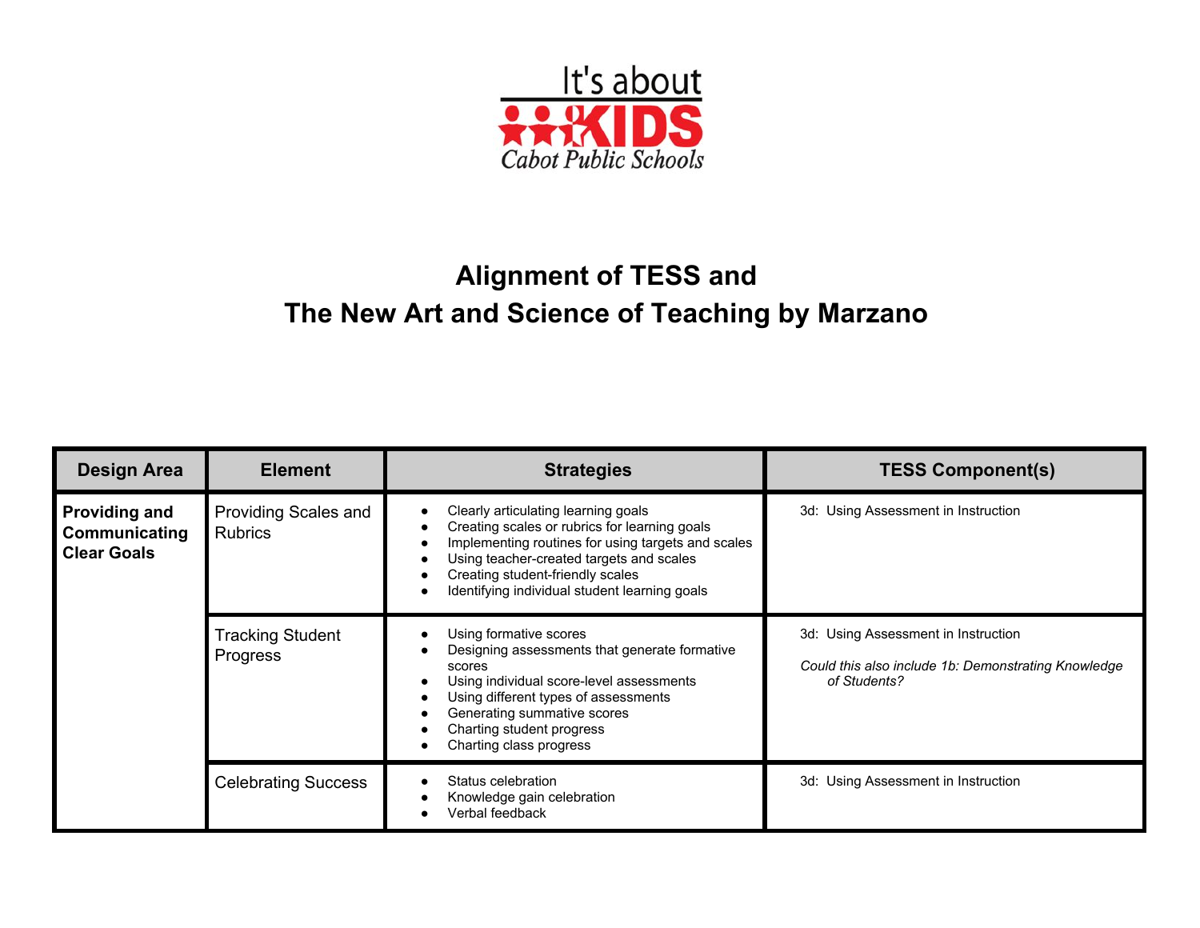It's about KIDS
Cabot Public Schools

# Alignment of TESS and
# The New Art and Science of Teaching by Marzano

| Design Area | Element | Strategies | TESS Component(s) |
|---|---|---|---|
| **Providing and Communicating Clear Goals** | Providing Scales and Rubrics | • Clearly articulating learning goals<br>• Creating scales or rubrics for learning goals<br>• Implementing routines for using targets and scales<br>• Using teacher-created targets and scales<br>• Creating student-friendly scales<br>• Identifying individual student learning goals | 3d: Using Assessment in Instruction |
| | Tracking Student Progress | • Using formative scores<br>• Designing assessments that generate formative scores<br>• Using individual score-level assessments<br>• Using different types of assessments<br>• Generating summative scores<br>• Charting student progress<br>• Charting class progress | 3d: Using Assessment in Instruction<br><br>*Could this also include 1b: Demonstrating Knowledge of Students?* |
| | Celebrating Success | • Status celebration<br>• Knowledge gain celebration<br>• Verbal feedback | 3d: Using Assessment in Instruction |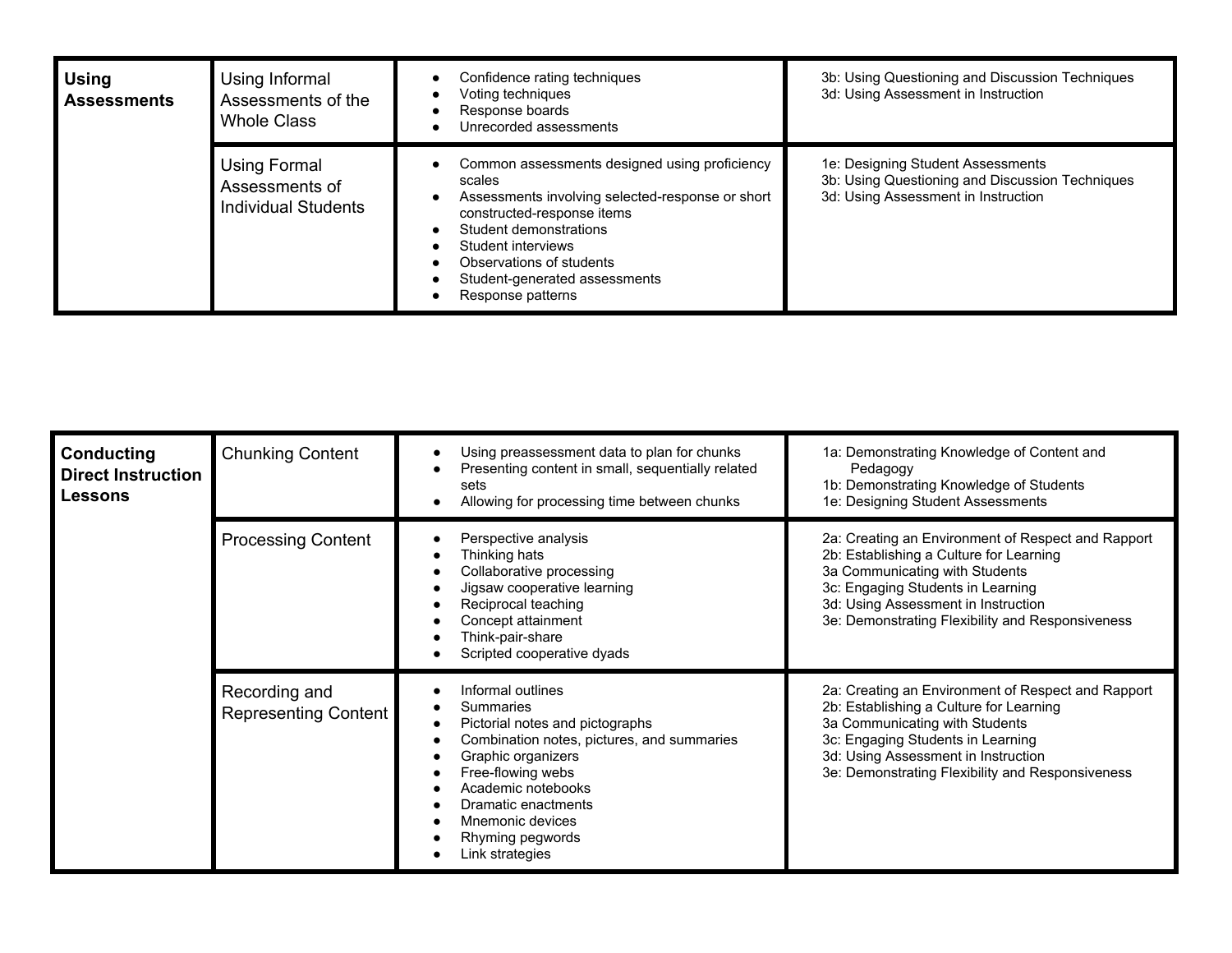| **Using Assessments** | Using Informal Assessments of the Whole Class | • Confidence rating techniques<br>• Voting techniques<br>• Response boards<br>• Unrecorded assessments | 3b: Using Questioning and Discussion Techniques<br>3d: Using Assessment in Instruction |
|---|---|---|---|
| | Using Formal Assessments of Individual Students | • Common assessments designed using proficiency scales<br>• Assessments involving selected-response or short constructed-response items<br>• Student demonstrations<br>• Student interviews<br>• Observations of students<br>• Student-generated assessments<br>• Response patterns | 1e: Designing Student Assessments<br>3b: Using Questioning and Discussion Techniques<br>3d: Using Assessment in Instruction |

| **Conducting Direct Instruction Lessons** | Chunking Content | • Using preassessment data to plan for chunks<br>• Presenting content in small, sequentially related sets<br>• Allowing for processing time between chunks | 1a: Demonstrating Knowledge of Content and Pedagogy<br>1b: Demonstrating Knowledge of Students<br>1e: Designing Student Assessments |
|---|---|---|---|
| | Processing Content | • Perspective analysis<br>• Thinking hats<br>• Collaborative processing<br>• Jigsaw cooperative learning<br>• Reciprocal teaching<br>• Concept attainment<br>• Think-pair-share<br>• Scripted cooperative dyads | 2a: Creating an Environment of Respect and Rapport<br>2b: Establishing a Culture for Learning<br>3a Communicating with Students<br>3c: Engaging Students in Learning<br>3d: Using Assessment in Instruction<br>3e: Demonstrating Flexibility and Responsiveness |
| | Recording and Representing Content | • Informal outlines<br>• Summaries<br>• Pictorial notes and pictographs<br>• Combination notes, pictures, and summaries<br>• Graphic organizers<br>• Free-flowing webs<br>• Academic notebooks<br>• Dramatic enactments<br>• Mnemonic devices<br>• Rhyming pegwords<br>• Link strategies | 2a: Creating an Environment of Respect and Rapport<br>2b: Establishing a Culture for Learning<br>3a Communicating with Students<br>3c: Engaging Students in Learning<br>3d: Using Assessment in Instruction<br>3e: Demonstrating Flexibility and Responsiveness |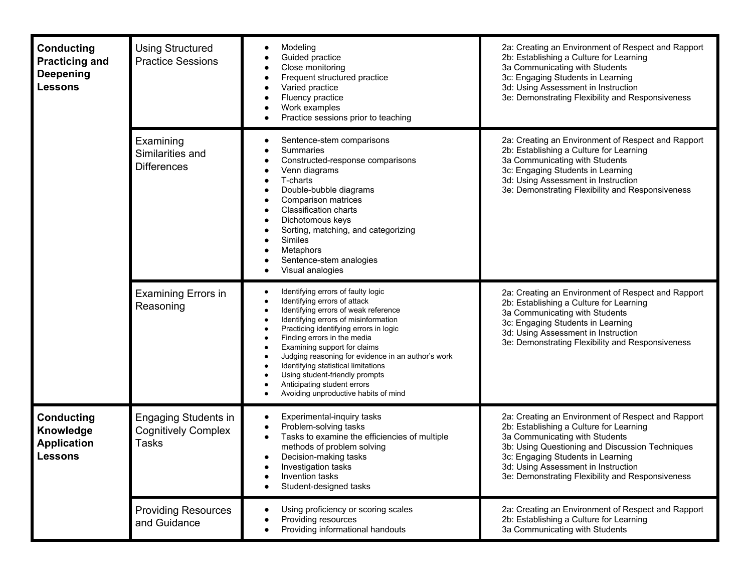| | | | |
|---|---|---|---|
| **Conducting Practicing and Deepening Lessons** | Using Structured Practice Sessions | • Modeling<br>• Guided practice<br>• Close monitoring<br>• Frequent structured practice<br>• Varied practice<br>• Fluency practice<br>• Work examples<br>• Practice sessions prior to teaching | 2a: Creating an Environment of Respect and Rapport<br>2b: Establishing a Culture for Learning<br>3a Communicating with Students<br>3c: Engaging Students in Learning<br>3d: Using Assessment in Instruction<br>3e: Demonstrating Flexibility and Responsiveness |
| | Examining Similarities and Differences | • Sentence-stem comparisons<br>• Summaries<br>• Constructed-response comparisons<br>• Venn diagrams<br>• T-charts<br>• Double-bubble diagrams<br>• Comparison matrices<br>• Classification charts<br>• Dichotomous keys<br>• Sorting, matching, and categorizing<br>• Similes<br>• Metaphors<br>• Sentence-stem analogies<br>• Visual analogies | 2a: Creating an Environment of Respect and Rapport<br>2b: Establishing a Culture for Learning<br>3a Communicating with Students<br>3c: Engaging Students in Learning<br>3d: Using Assessment in Instruction<br>3e: Demonstrating Flexibility and Responsiveness |
| | Examining Errors in Reasoning | • Identifying errors of faulty logic<br>• Identifying errors of attack<br>• Identifying errors of weak reference<br>• Identifying errors of misinformation<br>• Practicing identifying errors in logic<br>• Finding errors in the media<br>• Examining support for claims<br>• Judging reasoning for evidence in an author's work<br>• Identifying statistical limitations<br>• Using student-friendly prompts<br>• Anticipating student errors<br>• Avoiding unproductive habits of mind | 2a: Creating an Environment of Respect and Rapport<br>2b: Establishing a Culture for Learning<br>3a Communicating with Students<br>3c: Engaging Students in Learning<br>3d: Using Assessment in Instruction<br>3e: Demonstrating Flexibility and Responsiveness |
| **Conducting Knowledge Application Lessons** | Engaging Students in Cognitively Complex Tasks | • Experimental-inquiry tasks<br>• Problem-solving tasks<br>• Tasks to examine the efficiencies of multiple methods of problem solving<br>• Decision-making tasks<br>• Investigation tasks<br>• Invention tasks<br>• Student-designed tasks | 2a: Creating an Environment of Respect and Rapport<br>2b: Establishing a Culture for Learning<br>3a Communicating with Students<br>3b: Using Questioning and Discussion Techniques<br>3c: Engaging Students in Learning<br>3d: Using Assessment in Instruction<br>3e: Demonstrating Flexibility and Responsiveness |
| | Providing Resources and Guidance | • Using proficiency or scoring scales<br>• Providing resources<br>• Providing informational handouts | 2a: Creating an Environment of Respect and Rapport<br>2b: Establishing a Culture for Learning<br>3a Communicating with Students |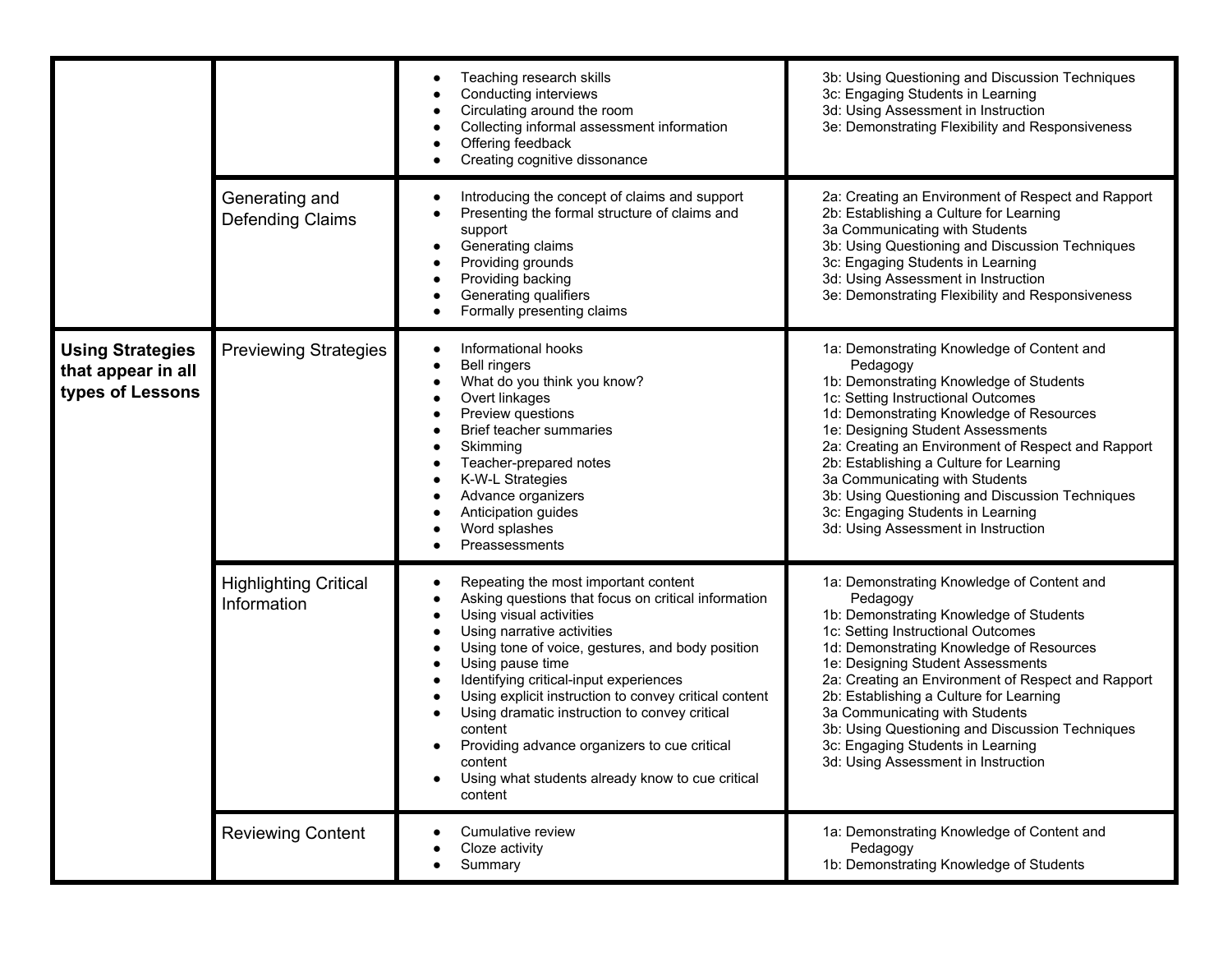| | | | |
|---|---|---|---|
| | | • Teaching research skills<br>• Conducting interviews<br>• Circulating around the room<br>• Collecting informal assessment information<br>• Offering feedback<br>• Creating cognitive dissonance | 3b: Using Questioning and Discussion Techniques<br>3c: Engaging Students in Learning<br>3d: Using Assessment in Instruction<br>3e: Demonstrating Flexibility and Responsiveness |
| | Generating and Defending Claims | • Introducing the concept of claims and support<br>• Presenting the formal structure of claims and support<br>• Generating claims<br>• Providing grounds<br>• Providing backing<br>• Generating qualifiers<br>• Formally presenting claims | 2a: Creating an Environment of Respect and Rapport<br>2b: Establishing a Culture for Learning<br>3a Communicating with Students<br>3b: Using Questioning and Discussion Techniques<br>3c: Engaging Students in Learning<br>3d: Using Assessment in Instruction<br>3e: Demonstrating Flexibility and Responsiveness |
| **Using Strategies that appear in all types of Lessons** | Previewing Strategies | • Informational hooks<br>• Bell ringers<br>• What do you think you know?<br>• Overt linkages<br>• Preview questions<br>• Brief teacher summaries<br>• Skimming<br>• Teacher-prepared notes<br>• K-W-L Strategies<br>• Advance organizers<br>• Anticipation guides<br>• Word splashes<br>• Preassessments | 1a: Demonstrating Knowledge of Content and Pedagogy<br>1b: Demonstrating Knowledge of Students<br>1c: Setting Instructional Outcomes<br>1d: Demonstrating Knowledge of Resources<br>1e: Designing Student Assessments<br>2a: Creating an Environment of Respect and Rapport<br>2b: Establishing a Culture for Learning<br>3a Communicating with Students<br>3b: Using Questioning and Discussion Techniques<br>3c: Engaging Students in Learning<br>3d: Using Assessment in Instruction |
| | Highlighting Critical Information | • Repeating the most important content<br>• Asking questions that focus on critical information<br>• Using visual activities<br>• Using narrative activities<br>• Using tone of voice, gestures, and body position<br>• Using pause time<br>• Identifying critical-input experiences<br>• Using explicit instruction to convey critical content<br>• Using dramatic instruction to convey critical content<br>• Providing advance organizers to cue critical content<br>• Using what students already know to cue critical content | 1a: Demonstrating Knowledge of Content and Pedagogy<br>1b: Demonstrating Knowledge of Students<br>1c: Setting Instructional Outcomes<br>1d: Demonstrating Knowledge of Resources<br>1e: Designing Student Assessments<br>2a: Creating an Environment of Respect and Rapport<br>2b: Establishing a Culture for Learning<br>3a Communicating with Students<br>3b: Using Questioning and Discussion Techniques<br>3c: Engaging Students in Learning<br>3d: Using Assessment in Instruction |
| | Reviewing Content | • Cumulative review<br>• Cloze activity<br>• Summary | 1a: Demonstrating Knowledge of Content and Pedagogy<br>1b: Demonstrating Knowledge of Students |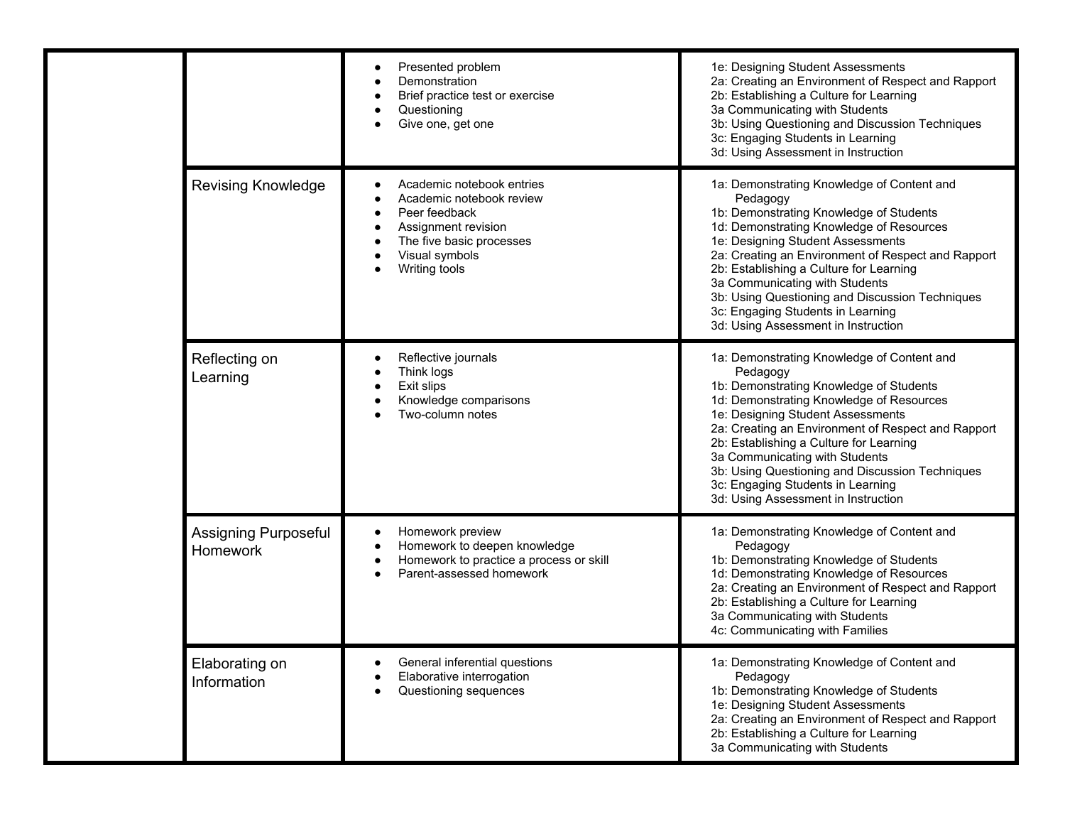| | | | |
|---|---|---|---|
| | | • Presented problem<br>• Demonstration<br>• Brief practice test or exercise<br>• Questioning<br>• Give one, get one | 1e: Designing Student Assessments<br>2a: Creating an Environment of Respect and Rapport<br>2b: Establishing a Culture for Learning<br>3a Communicating with Students<br>3b: Using Questioning and Discussion Techniques<br>3c: Engaging Students in Learning<br>3d: Using Assessment in Instruction |
| | Revising Knowledge | • Academic notebook entries<br>• Academic notebook review<br>• Peer feedback<br>• Assignment revision<br>• The five basic processes<br>• Visual symbols<br>• Writing tools | 1a: Demonstrating Knowledge of Content and Pedagogy<br>1b: Demonstrating Knowledge of Students<br>1d: Demonstrating Knowledge of Resources<br>1e: Designing Student Assessments<br>2a: Creating an Environment of Respect and Rapport<br>2b: Establishing a Culture for Learning<br>3a Communicating with Students<br>3b: Using Questioning and Discussion Techniques<br>3c: Engaging Students in Learning<br>3d: Using Assessment in Instruction |
| | Reflecting on Learning | • Reflective journals<br>• Think logs<br>• Exit slips<br>• Knowledge comparisons<br>• Two-column notes | 1a: Demonstrating Knowledge of Content and Pedagogy<br>1b: Demonstrating Knowledge of Students<br>1d: Demonstrating Knowledge of Resources<br>1e: Designing Student Assessments<br>2a: Creating an Environment of Respect and Rapport<br>2b: Establishing a Culture for Learning<br>3a Communicating with Students<br>3b: Using Questioning and Discussion Techniques<br>3c: Engaging Students in Learning<br>3d: Using Assessment in Instruction |
| | Assigning Purposeful Homework | • Homework preview<br>• Homework to deepen knowledge<br>• Homework to practice a process or skill<br>• Parent-assessed homework | 1a: Demonstrating Knowledge of Content and Pedagogy<br>1b: Demonstrating Knowledge of Students<br>1d: Demonstrating Knowledge of Resources<br>2a: Creating an Environment of Respect and Rapport<br>2b: Establishing a Culture for Learning<br>3a Communicating with Students<br>4c: Communicating with Families |
| | Elaborating on Information | • General inferential questions<br>• Elaborative interrogation<br>• Questioning sequences | 1a: Demonstrating Knowledge of Content and Pedagogy<br>1b: Demonstrating Knowledge of Students<br>1e: Designing Student Assessments<br>2a: Creating an Environment of Respect and Rapport<br>2b: Establishing a Culture for Learning<br>3a Communicating with Students |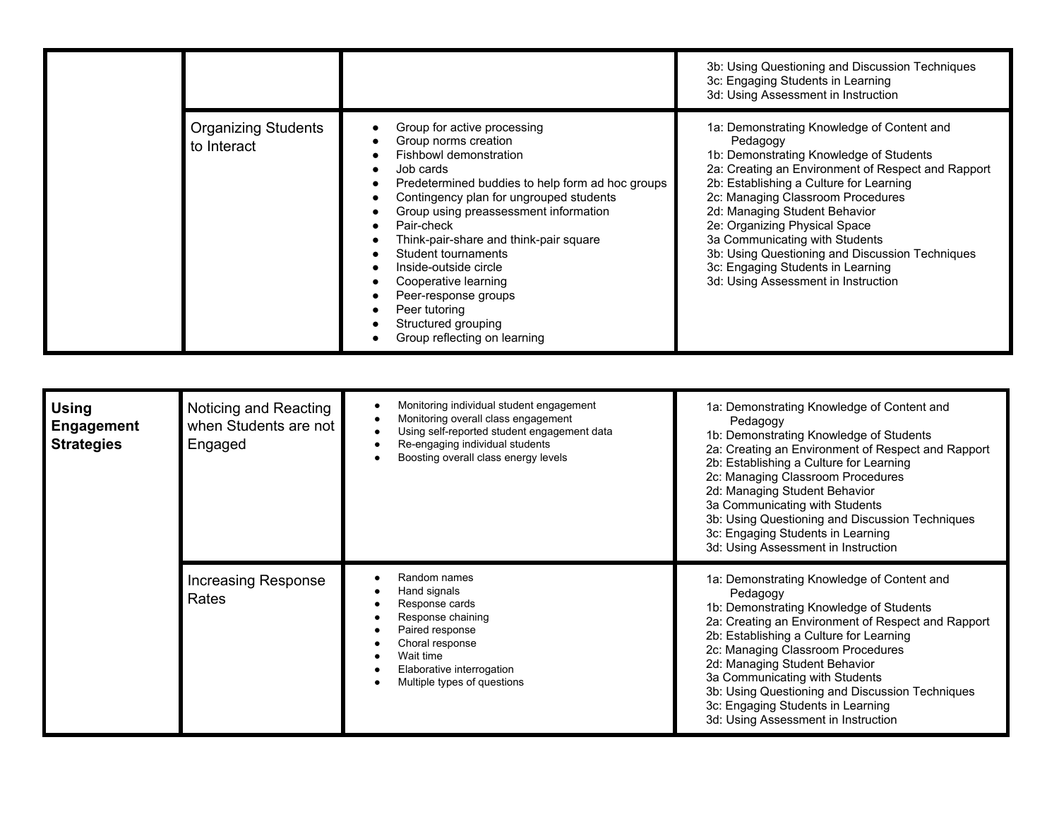| | | | |
|---|---|---|---|
| | | | 3b: Using Questioning and Discussion Techniques<br>3c: Engaging Students in Learning<br>3d: Using Assessment in Instruction |
| | Organizing Students to Interact | • Group for active processing<br>• Group norms creation<br>• Fishbowl demonstration<br>• Job cards<br>• Predetermined buddies to help form ad hoc groups<br>• Contingency plan for ungrouped students<br>• Group using preassessment information<br>• Pair-check<br>• Think-pair-share and think-pair square<br>• Student tournaments<br>• Inside-outside circle<br>• Cooperative learning<br>• Peer-response groups<br>• Peer tutoring<br>• Structured grouping<br>• Group reflecting on learning | 1a: Demonstrating Knowledge of Content and Pedagogy<br>1b: Demonstrating Knowledge of Students<br>2a: Creating an Environment of Respect and Rapport<br>2b: Establishing a Culture for Learning<br>2c: Managing Classroom Procedures<br>2d: Managing Student Behavior<br>2e: Organizing Physical Space<br>3a Communicating with Students<br>3b: Using Questioning and Discussion Techniques<br>3c: Engaging Students in Learning<br>3d: Using Assessment in Instruction |

| | | | |
|---|---|---|---|
| **Using Engagement Strategies** | Noticing and Reacting when Students are not Engaged | • Monitoring individual student engagement<br>• Monitoring overall class engagement<br>• Using self-reported student engagement data<br>• Re-engaging individual students<br>• Boosting overall class energy levels | 1a: Demonstrating Knowledge of Content and Pedagogy<br>1b: Demonstrating Knowledge of Students<br>2a: Creating an Environment of Respect and Rapport<br>2b: Establishing a Culture for Learning<br>2c: Managing Classroom Procedures<br>2d: Managing Student Behavior<br>3a Communicating with Students<br>3b: Using Questioning and Discussion Techniques<br>3c: Engaging Students in Learning<br>3d: Using Assessment in Instruction |
| | Increasing Response Rates | • Random names<br>• Hand signals<br>• Response cards<br>• Response chaining<br>• Paired response<br>• Choral response<br>• Wait time<br>• Elaborative interrogation<br>• Multiple types of questions | 1a: Demonstrating Knowledge of Content and Pedagogy<br>1b: Demonstrating Knowledge of Students<br>2a: Creating an Environment of Respect and Rapport<br>2b: Establishing a Culture for Learning<br>2c: Managing Classroom Procedures<br>2d: Managing Student Behavior<br>3a Communicating with Students<br>3b: Using Questioning and Discussion Techniques<br>3c: Engaging Students in Learning<br>3d: Using Assessment in Instruction |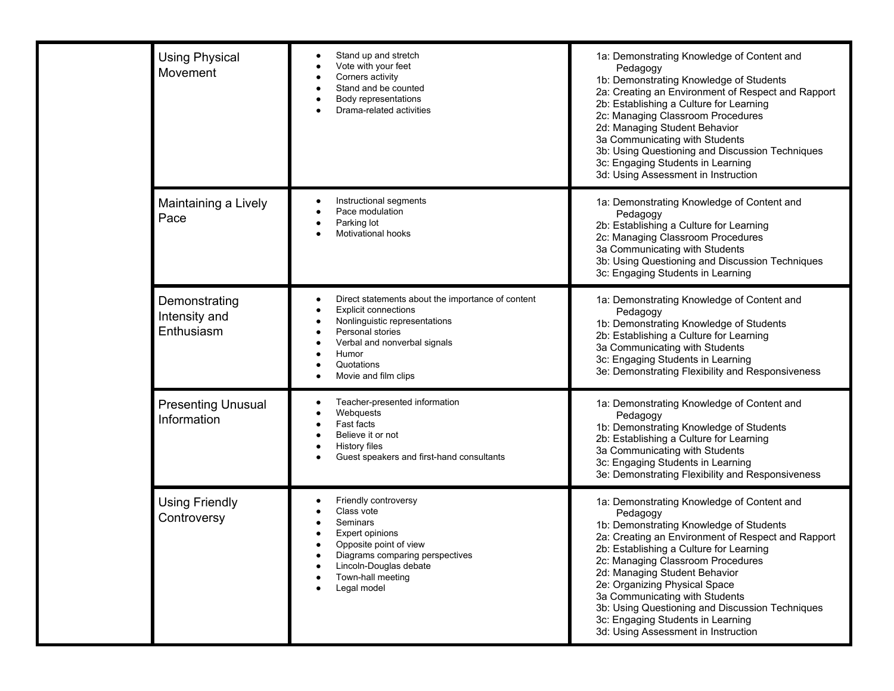| | | | |
|---|---|---|---|
| | Using Physical Movement | <ul><li>Stand up and stretch</li><li>Vote with your feet</li><li>Corners activity</li><li>Stand and be counted</li><li>Body representations</li><li>Drama-related activities</li></ul> | 1a: Demonstrating Knowledge of Content and Pedagogy<br>1b: Demonstrating Knowledge of Students<br>2a: Creating an Environment of Respect and Rapport<br>2b: Establishing a Culture for Learning<br>2c: Managing Classroom Procedures<br>2d: Managing Student Behavior<br>3a Communicating with Students<br>3b: Using Questioning and Discussion Techniques<br>3c: Engaging Students in Learning<br>3d: Using Assessment in Instruction |
| | Maintaining a Lively Pace | <ul><li>Instructional segments</li><li>Pace modulation</li><li>Parking lot</li><li>Motivational hooks</li></ul> | 1a: Demonstrating Knowledge of Content and Pedagogy<br>2b: Establishing a Culture for Learning<br>2c: Managing Classroom Procedures<br>3a Communicating with Students<br>3b: Using Questioning and Discussion Techniques<br>3c: Engaging Students in Learning |
| | Demonstrating Intensity and Enthusiasm | <ul><li>Direct statements about the importance of content</li><li>Explicit connections</li><li>Nonlinguistic representations</li><li>Personal stories</li><li>Verbal and nonverbal signals</li><li>Humor</li><li>Quotations</li><li>Movie and film clips</li></ul> | 1a: Demonstrating Knowledge of Content and Pedagogy<br>1b: Demonstrating Knowledge of Students<br>2b: Establishing a Culture for Learning<br>3a Communicating with Students<br>3c: Engaging Students in Learning<br>3e: Demonstrating Flexibility and Responsiveness |
| | Presenting Unusual Information | <ul><li>Teacher-presented information</li><li>Webquests</li><li>Fast facts</li><li>Believe it or not</li><li>History files</li><li>Guest speakers and first-hand consultants</li></ul> | 1a: Demonstrating Knowledge of Content and Pedagogy<br>1b: Demonstrating Knowledge of Students<br>2b: Establishing a Culture for Learning<br>3a Communicating with Students<br>3c: Engaging Students in Learning<br>3e: Demonstrating Flexibility and Responsiveness |
| | Using Friendly Controversy | <ul><li>Friendly controversy</li><li>Class vote</li><li>Seminars</li><li>Expert opinions</li><li>Opposite point of view</li><li>Diagrams comparing perspectives</li><li>Lincoln-Douglas debate</li><li>Town-hall meeting</li><li>Legal model</li></ul> | 1a: Demonstrating Knowledge of Content and Pedagogy<br>1b: Demonstrating Knowledge of Students<br>2a: Creating an Environment of Respect and Rapport<br>2b: Establishing a Culture for Learning<br>2c: Managing Classroom Procedures<br>2d: Managing Student Behavior<br>2e: Organizing Physical Space<br>3a Communicating with Students<br>3b: Using Questioning and Discussion Techniques<br>3c: Engaging Students in Learning<br>3d: Using Assessment in Instruction |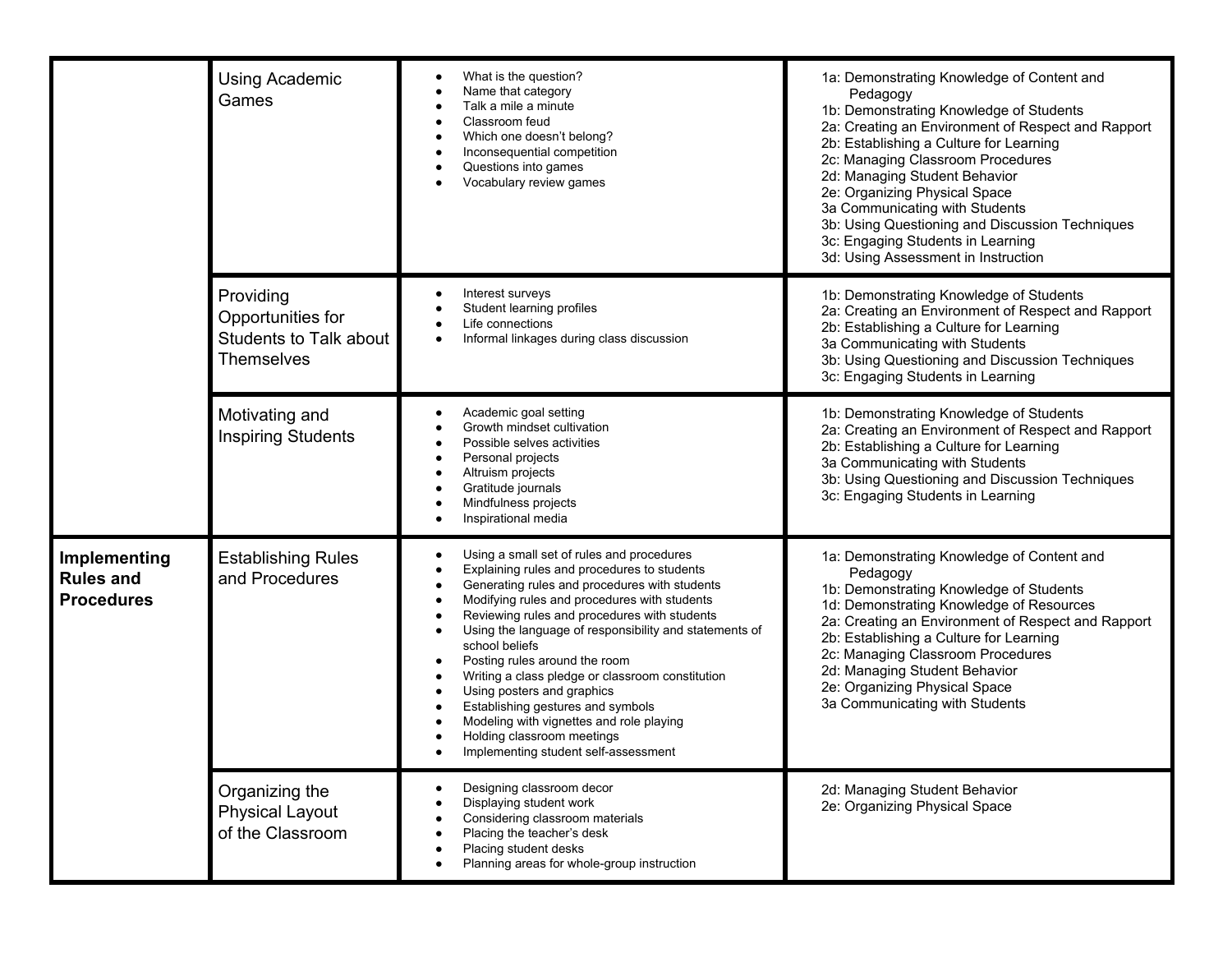| | | | |
|---|---|---|---|
| | Using Academic Games | • What is the question?<br>• Name that category<br>• Talk a mile a minute<br>• Classroom feud<br>• Which one doesn't belong?<br>• Inconsequential competition<br>• Questions into games<br>• Vocabulary review games | 1a: Demonstrating Knowledge of Content and Pedagogy<br>1b: Demonstrating Knowledge of Students<br>2a: Creating an Environment of Respect and Rapport<br>2b: Establishing a Culture for Learning<br>2c: Managing Classroom Procedures<br>2d: Managing Student Behavior<br>2e: Organizing Physical Space<br>3a Communicating with Students<br>3b: Using Questioning and Discussion Techniques<br>3c: Engaging Students in Learning<br>3d: Using Assessment in Instruction |
| | Providing Opportunities for Students to Talk about Themselves | • Interest surveys<br>• Student learning profiles<br>• Life connections<br>• Informal linkages during class discussion | 1b: Demonstrating Knowledge of Students<br>2a: Creating an Environment of Respect and Rapport<br>2b: Establishing a Culture for Learning<br>3a Communicating with Students<br>3b: Using Questioning and Discussion Techniques<br>3c: Engaging Students in Learning |
| | Motivating and Inspiring Students | • Academic goal setting<br>• Growth mindset cultivation<br>• Possible selves activities<br>• Personal projects<br>• Altruism projects<br>• Gratitude journals<br>• Mindfulness projects<br>• Inspirational media | 1b: Demonstrating Knowledge of Students<br>2a: Creating an Environment of Respect and Rapport<br>2b: Establishing a Culture for Learning<br>3a Communicating with Students<br>3b: Using Questioning and Discussion Techniques<br>3c: Engaging Students in Learning |
| **Implementing Rules and Procedures** | Establishing Rules and Procedures | • Using a small set of rules and procedures<br>• Explaining rules and procedures to students<br>• Generating rules and procedures with students<br>• Modifying rules and procedures with students<br>• Reviewing rules and procedures with students<br>• Using the language of responsibility and statements of school beliefs<br>• Posting rules around the room<br>• Writing a class pledge or classroom constitution<br>• Using posters and graphics<br>• Establishing gestures and symbols<br>• Modeling with vignettes and role playing<br>• Holding classroom meetings<br>• Implementing student self-assessment | 1a: Demonstrating Knowledge of Content and Pedagogy<br>1b: Demonstrating Knowledge of Students<br>1d: Demonstrating Knowledge of Resources<br>2a: Creating an Environment of Respect and Rapport<br>2b: Establishing a Culture for Learning<br>2c: Managing Classroom Procedures<br>2d: Managing Student Behavior<br>2e: Organizing Physical Space<br>3a Communicating with Students |
| | Organizing the Physical Layout of the Classroom | • Designing classroom decor<br>• Displaying student work<br>• Considering classroom materials<br>• Placing the teacher's desk<br>• Placing student desks<br>• Planning areas for whole-group instruction | 2d: Managing Student Behavior<br>2e: Organizing Physical Space |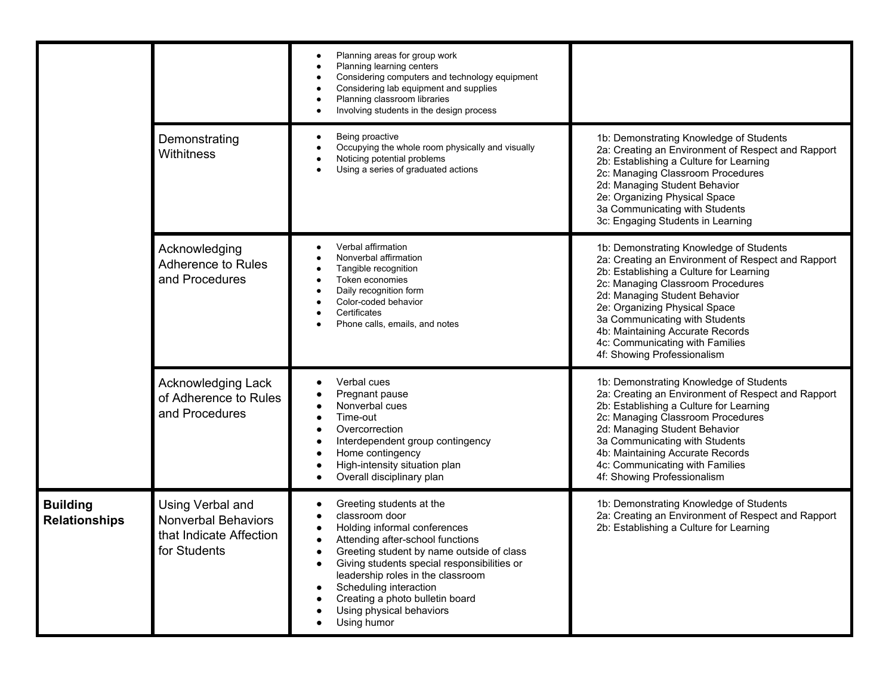| | | | |
|---|---|---|---|
| | | • Planning areas for group work<br>• Planning learning centers<br>• Considering computers and technology equipment<br>• Considering lab equipment and supplies<br>• Planning classroom libraries<br>• Involving students in the design process | |
| | Demonstrating Withitness | • Being proactive<br>• Occupying the whole room physically and visually<br>• Noticing potential problems<br>• Using a series of graduated actions | 1b: Demonstrating Knowledge of Students<br>2a: Creating an Environment of Respect and Rapport<br>2b: Establishing a Culture for Learning<br>2c: Managing Classroom Procedures<br>2d: Managing Student Behavior<br>2e: Organizing Physical Space<br>3a Communicating with Students<br>3c: Engaging Students in Learning |
| | Acknowledging Adherence to Rules and Procedures | • Verbal affirmation<br>• Nonverbal affirmation<br>• Tangible recognition<br>• Token economies<br>• Daily recognition form<br>• Color-coded behavior<br>• Certificates<br>• Phone calls, emails, and notes | 1b: Demonstrating Knowledge of Students<br>2a: Creating an Environment of Respect and Rapport<br>2b: Establishing a Culture for Learning<br>2c: Managing Classroom Procedures<br>2d: Managing Student Behavior<br>2e: Organizing Physical Space<br>3a Communicating with Students<br>4b: Maintaining Accurate Records<br>4c: Communicating with Families<br>4f: Showing Professionalism |
| | Acknowledging Lack of Adherence to Rules and Procedures | • Verbal cues<br>• Pregnant pause<br>• Nonverbal cues<br>• Time-out<br>• Overcorrection<br>• Interdependent group contingency<br>• Home contingency<br>• High-intensity situation plan<br>• Overall disciplinary plan | 1b: Demonstrating Knowledge of Students<br>2a: Creating an Environment of Respect and Rapport<br>2b: Establishing a Culture for Learning<br>2c: Managing Classroom Procedures<br>2d: Managing Student Behavior<br>3a Communicating with Students<br>4b: Maintaining Accurate Records<br>4c: Communicating with Families<br>4f: Showing Professionalism |
| **Building Relationships** | Using Verbal and Nonverbal Behaviors that Indicate Affection for Students | • Greeting students at the<br>• classroom door<br>• Holding informal conferences<br>• Attending after-school functions<br>• Greeting student by name outside of class<br>• Giving students special responsibilities or leadership roles in the classroom<br>• Scheduling interaction<br>• Creating a photo bulletin board<br>• Using physical behaviors<br>• Using humor | 1b: Demonstrating Knowledge of Students<br>2a: Creating an Environment of Respect and Rapport<br>2b: Establishing a Culture for Learning |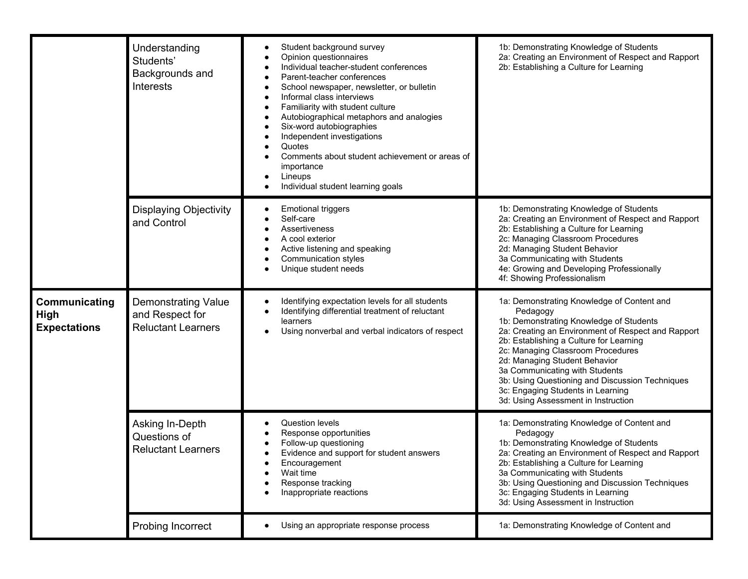| | | | |
|---|---|---|---|
| | Understanding Students' Backgrounds and Interests | • Student background survey<br>• Opinion questionnaires<br>• Individual teacher-student conferences<br>• Parent-teacher conferences<br>• School newspaper, newsletter, or bulletin<br>• Informal class interviews<br>• Familiarity with student culture<br>• Autobiographical metaphors and analogies<br>• Six-word autobiographies<br>• Independent investigations<br>• Quotes<br>• Comments about student achievement or areas of importance<br>• Lineups<br>• Individual student learning goals | 1b: Demonstrating Knowledge of Students<br>2a: Creating an Environment of Respect and Rapport<br>2b: Establishing a Culture for Learning |
| | Displaying Objectivity and Control | • Emotional triggers<br>• Self-care<br>• Assertiveness<br>• A cool exterior<br>• Active listening and speaking<br>• Communication styles<br>• Unique student needs | 1b: Demonstrating Knowledge of Students<br>2a: Creating an Environment of Respect and Rapport<br>2b: Establishing a Culture for Learning<br>2c: Managing Classroom Procedures<br>2d: Managing Student Behavior<br>3a Communicating with Students<br>4e: Growing and Developing Professionally<br>4f: Showing Professionalism |
| **Communicating High Expectations** | Demonstrating Value and Respect for Reluctant Learners | • Identifying expectation levels for all students<br>• Identifying differential treatment of reluctant learners<br>• Using nonverbal and verbal indicators of respect | 1a: Demonstrating Knowledge of Content and Pedagogy<br>1b: Demonstrating Knowledge of Students<br>2a: Creating an Environment of Respect and Rapport<br>2b: Establishing a Culture for Learning<br>2c: Managing Classroom Procedures<br>2d: Managing Student Behavior<br>3a Communicating with Students<br>3b: Using Questioning and Discussion Techniques<br>3c: Engaging Students in Learning<br>3d: Using Assessment in Instruction |
| | Asking In-Depth Questions of Reluctant Learners | • Question levels<br>• Response opportunities<br>• Follow-up questioning<br>• Evidence and support for student answers<br>• Encouragement<br>• Wait time<br>• Response tracking<br>• Inappropriate reactions | 1a: Demonstrating Knowledge of Content and Pedagogy<br>1b: Demonstrating Knowledge of Students<br>2a: Creating an Environment of Respect and Rapport<br>2b: Establishing a Culture for Learning<br>3a Communicating with Students<br>3b: Using Questioning and Discussion Techniques<br>3c: Engaging Students in Learning<br>3d: Using Assessment in Instruction |
| | Probing Incorrect | • Using an appropriate response process | 1a: Demonstrating Knowledge of Content and |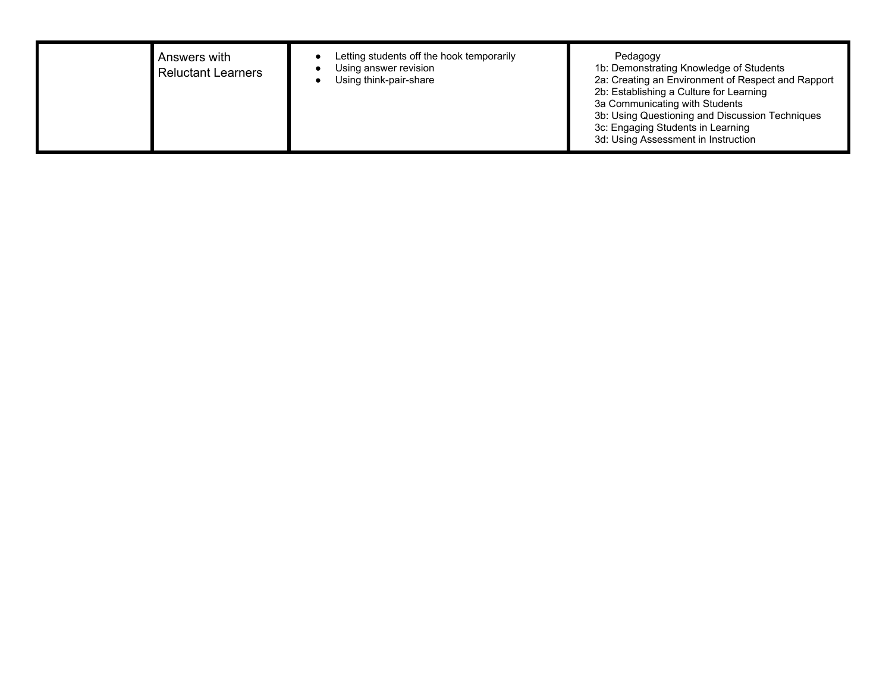|  | Answers with Reluctant Learners | • Letting students off the hook temporarily<br>• Using answer revision<br>• Using think-pair-share | Pedagogy<br>1b: Demonstrating Knowledge of Students<br>2a: Creating an Environment of Respect and Rapport<br>2b: Establishing a Culture for Learning<br>3a Communicating with Students<br>3b: Using Questioning and Discussion Techniques<br>3c: Engaging Students in Learning<br>3d: Using Assessment in Instruction |
|---|---|---|---|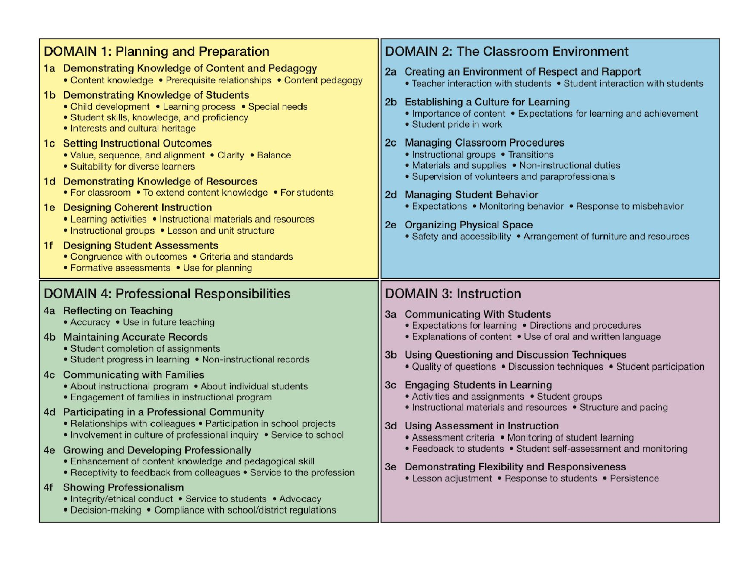## DOMAIN 1: Planning and Preparation

**1a Demonstrating Knowledge of Content and Pedagogy**
- Content knowledge
- Prerequisite relationships
- Content pedagogy

**1b Demonstrating Knowledge of Students**
- Child development
- Learning process
- Special needs
- Student skills, knowledge, and proficiency
- Interests and cultural heritage

**1c Setting Instructional Outcomes**
- Value, sequence, and alignment
- Clarity
- Balance
- Suitability for diverse learners

**1d Demonstrating Knowledge of Resources**
- For classroom
- To extend content knowledge
- For students

**1e Designing Coherent Instruction**
- Learning activities
- Instructional materials and resources
- Instructional groups
- Lesson and unit structure

**1f Designing Student Assessments**
- Congruence with outcomes
- Criteria and standards
- Formative assessments
- Use for planning

## DOMAIN 2: The Classroom Environment

**2a Creating an Environment of Respect and Rapport**
- Teacher interaction with students
- Student interaction with students

**2b Establishing a Culture for Learning**
- Importance of content
- Expectations for learning and achievement
- Student pride in work

**2c Managing Classroom Procedures**
- Instructional groups
- Transitions
- Materials and supplies
- Non-instructional duties
- Supervision of volunteers and paraprofessionals

**2d Managing Student Behavior**
- Expectations
- Monitoring behavior
- Response to misbehavior

**2e Organizing Physical Space**
- Safety and accessibility
- Arrangement of furniture and resources

## DOMAIN 4: Professional Responsibilities

**4a Reflecting on Teaching**
- Accuracy
- Use in future teaching

**4b Maintaining Accurate Records**
- Student completion of assignments
- Student progress in learning
- Non-instructional records

**4c Communicating with Families**
- About instructional program
- About individual students
- Engagement of families in instructional program

**4d Participating in a Professional Community**
- Relationships with colleagues
- Participation in school projects
- Involvement in culture of professional inquiry
- Service to school

**4e Growing and Developing Professionally**
- Enhancement of content knowledge and pedagogical skill
- Receptivity to feedback from colleagues
- Service to the profession

**4f Showing Professionalism**
- Integrity/ethical conduct
- Service to students
- Advocacy
- Decision-making
- Compliance with school/district regulations

## DOMAIN 3: Instruction

**3a Communicating With Students**
- Expectations for learning
- Directions and procedures
- Explanations of content
- Use of oral and written language

**3b Using Questioning and Discussion Techniques**
- Quality of questions
- Discussion techniques
- Student participation

**3c Engaging Students in Learning**
- Activities and assignments
- Student groups
- Instructional materials and resources
- Structure and pacing

**3d Using Assessment in Instruction**
- Assessment criteria
- Monitoring of student learning
- Feedback to students
- Student self-assessment and monitoring

**3e Demonstrating Flexibility and Responsiveness**
- Lesson adjustment
- Response to students
- Persistence